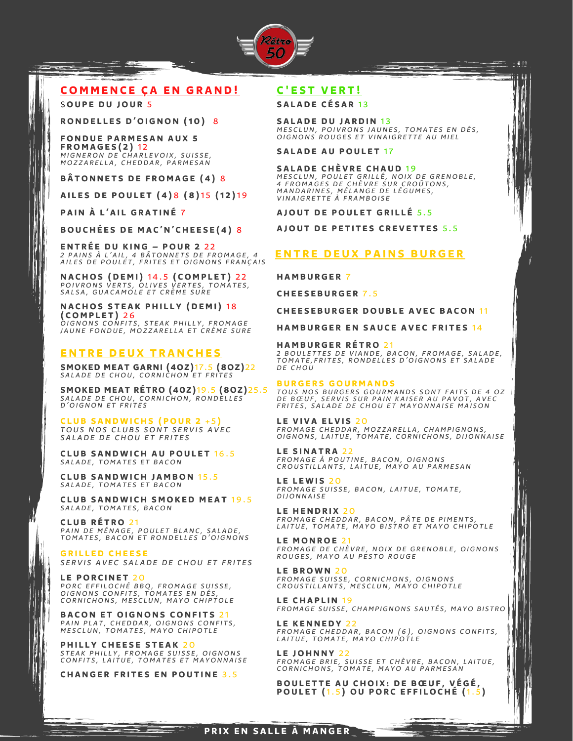Rétro 50

## COMMENCE ÇA EN GRAND!

**SOUPE DU JOUR** 5

**RONDELLES D'OIGNON (10)** 8

**FONDUE PARMESAN AUX 5 FROMAGES(2)** 12
*MIGNERON DE CHARLEVOIX, SUISSE, MOZZARELLA, CHEDDAR, PARMESAN*

**BÂTONNETS DE FROMAGE (4)** 8

**AILES DE POULET (4)**8 **(8)**15 **(12)**19

**PAIN À L'AIL GRATINÉ** 7

**BOUCHÉES DE MAC'N'CHEESE(4)** 8

**ENTRÉE DU KING – POUR 2** 22
*2 PAINS À L'AIL, 4 BÂTONNETS DE FROMAGE, 4 AILES DE POULET, FRITES ET OIGNONS FRANÇAIS*

**NACHOS (DEMI)** 14.5 **(COMPLET)** 22
*POIVRONS VERTS, OLIVES VERTES, TOMATES, SALSA, GUACAMOLE ET CRÈME SURE*

**NACHOS STEAK PHILLY (DEMI)** 18 **(COMPLET)** 26
*OIGNONS CONFITS, STEAK PHILLY, FROMAGE JAUNE FONDUE, MOZZARELLA ET CRÈME SURE*

## ENTRE DEUX TRANCHES

**SMOKED MEAT GARNI (4OZ)**17.5 **(8OZ)**22
*SALADE DE CHOU, CORNICHON ET FRITES*

**SMOKED MEAT RÉTRO (4OZ)**19.5 **(8OZ)**25.5
*SALADE DE CHOU, CORNICHON, RONDELLES D'OIGNON ET FRITES*

### CLUB SANDWICHS (POUR 2 +5)
*TOUS NOS CLUBS SONT SERVIS AVEC SALADE DE CHOU ET FRITES*

**CLUB SANDWICH AU POULET** 16.5
*SALADE, TOMATES ET BACON*

**CLUB SANDWICH JAMBON** 15.5
*SALADE, TOMATES ET BACON*

**CLUB SANDWICH SMOKED MEAT** 19.5
*SALADE, TOMATES, BACON*

**CLUB RÉTRO** 21
*PAIN DE MÉNAGE, POULET BLANC, SALADE, TOMATES, BACON ET RONDELLES D'OIGNONS*

### GRILLED CHEESE
*SERVIS AVEC SALADE DE CHOU ET FRITES*

**LE PORCINET** 20
*PORC EFFILOCHÉ BBQ, FROMAGE SUISSE, OIGNONS CONFITS, TOMATES EN DÉS, CORNICHONS, MESCLUN, MAYO CHIPTOLE*

**BACON ET OIGNONS CONFITS** 21
*PAIN PLAT, CHEDDAR, OIGNONS CONFITS, MESCLUN, TOMATES, MAYO CHIPOTLE*

**PHILLY CHEESE STEAK** 20
*STEAK PHILLY, FROMAGE SUISSE, OIGNONS CONFITS, LAITUE, TOMATES ET MAYONNAISE*

**CHANGER FRITES EN POUTINE** 3.5

## C'EST VERT!

**SALADE CÉSAR** 13

**SALADE DU JARDIN** 13
*MESCLUN, POIVRONS JAUNES, TOMATES EN DÉS, OIGNONS ROUGES ET VINAIGRETTE AU MIEL*

**SALADE AU POULET** 17

**SALADE CHÈVRE CHAUD** 19
*MESCLUN, POULET GRILLÉ, NOIX DE GRENOBLE, 4 FROMAGES DE CHÈVRE SUR CROÛTONS, MANDARINES, MÉLANGE DE LÉGUMES, VINAIGRETTE À FRAMBOISE*

**AJOUT DE POULET GRILLÉ** 5.5

**AJOUT DE PETITES CREVETTES** 5.5

## ENTRE DEUX PAINS BURGER

**HAMBURGER** 7

**CHEESEBURGER** 7.5

**CHEESEBURGER DOUBLE AVEC BACON** 11

**HAMBURGER EN SAUCE AVEC FRITES** 14

**HAMBURGER RÉTRO** 21
*2 BOULETTES DE VIANDE, BACON, FROMAGE, SALADE, TOMATE,FRITES, RONDELLES D'OIGNONS ET SALADE DE CHOU*

### BURGERS GOURMANDS
*TOUS NOS BURGERS GOURMANDS SONT FAITS DE 4 OZ DE BŒUF, SERVIS SUR PAIN KAISER AU PAVOT, AVEC FRITES, SALADE DE CHOU ET MAYONNAISE MAISON*

**LE VIVA ELVIS** 20
*FROMAGE CHEDDAR, MOZZARELLA, CHAMPIGNONS, OIGNONS, LAITUE, TOMATE, CORNICHONS, DIJONNAISE*

**LE SINATRA** 22
*FROMAGE À POUTINE, BACON, OIGNONS CROUSTILLANTS, LAITUE, MAYO AU PARMESAN*

**LE LEWIS** 20
*FROMAGE SUISSE, BACON, LAITUE, TOMATE, DIJONNAISE*

**LE HENDRIX** 20
*FROMAGE CHEDDAR, BACON, PÂTE DE PIMENTS, LAITUE, TOMATE, MAYO BISTRO ET MAYO CHIPOTLE*

**LE MONROE** 21
*FROMAGE DE CHÈVRE, NOIX DE GRENOBLE, OIGNONS ROUGES, MAYO AU PESTO ROUGE*

**LE BROWN** 20
*FROMAGE SUISSE, CORNICHONS, OIGNONS CROUSTILLANTS, MESCLUN, MAYO CHIPOTLE*

**LE CHAPLIN** 19
*FROMAGE SUISSE, CHAMPIGNONS SAUTÉS, MAYO BISTRO*

**LE KENNEDY** 22
*FROMAGE CHEDDAR, BACON (6), OIGNONS CONFITS, LAITUE, TOMATE, MAYO CHIPOTLE*

**LE JOHNNY** 22
*FROMAGE BRIE, SUISSE ET CHÈVRE, BACON, LAITUE, CORNICHONS, TOMATE, MAYO AU PARMESAN*

**BOULETTE AU CHOIX: DE BŒUF, VÉGÉ, POULET (**1.5**) OU PORC EFFILOCHÉ (**1.5**)**

**PRIX EN SALLE À MANGER**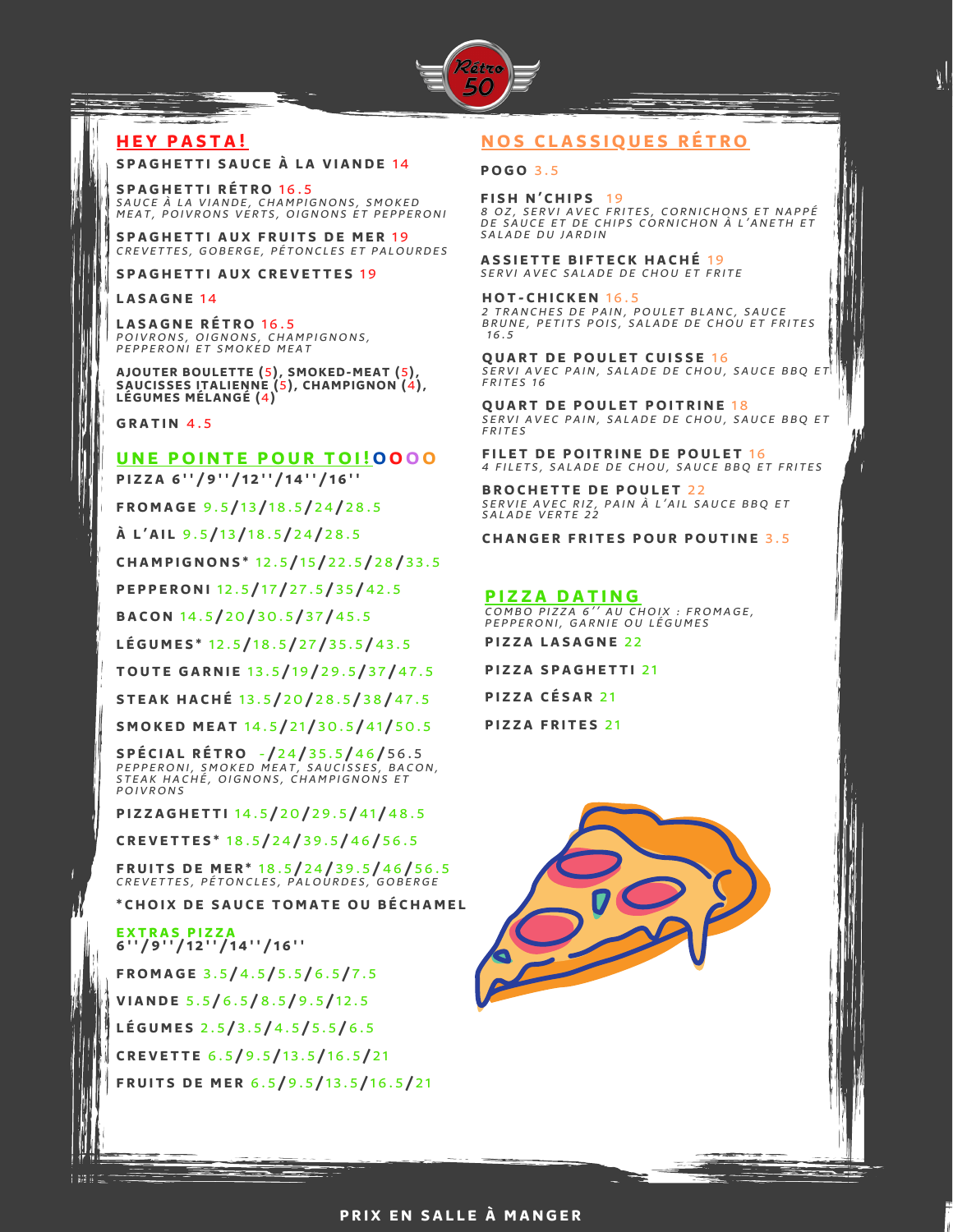Rétro 50

## HEY PASTA!

**SPAGHETTI SAUCE À LA VIANDE** 14

**SPAGHETTI RÉTRO** 16.5
*SAUCE À LA VIANDE, CHAMPIGNONS, SMOKED MEAT, POIVRONS VERTS, OIGNONS ET PEPPERONI*

**SPAGHETTI AUX FRUITS DE MER** 19
*CREVETTES, GOBERGE, PÉTONCLES ET PALOURDES*

**SPAGHETTI AUX CREVETTES** 19

**LASAGNE** 14

**LASAGNE RÉTRO** 16.5
*POIVRONS, OIGNONS, CHAMPIGNONS, PEPPERONI ET SMOKED MEAT*

**AJOUTER BOULETTE (5), SMOKED-MEAT (5), SAUCISSES ITALIENNE (5), CHAMPIGNON (4), LÉGUMES MÉLANGÉ (4)**

**GRATIN** 4.5

## UNE POINTE POUR TOI!OOOO

**PIZZA 6''/9''/12''/14''/16''**

**FROMAGE** 9.5/13/18.5/24/28.5

**À L'AIL** 9.5/13/18.5/24/28.5

**CHAMPIGNONS*** 12.5/15/22.5/28/33.5

**PEPPERONI** 12.5/17/27.5/35/42.5

**BACON** 14.5/20/30.5/37/45.5

**LÉGUMES*** 12.5/18.5/27/35.5/43.5

**TOUTE GARNIE** 13.5/19/29.5/37/47.5

**STEAK HACHÉ** 13.5/20/28.5/38/47.5

**SMOKED MEAT** 14.5/21/30.5/41/50.5

**SPÉCIAL RÉTRO** -/24/35.5/46/56.5
*PEPPERONI, SMOKED MEAT, SAUCISSES, BACON, STEAK HACHÉ, OIGNONS, CHAMPIGNONS ET POIVRONS*

**PIZZAGHETTI** 14.5/20/29.5/41/48.5

**CREVETTES*** 18.5/24/39.5/46/56.5

**FRUITS DE MER*** 18.5/24/39.5/46/56.5
*CREVETTES, PÉTONCLES, PALOURDES, GOBERGE*

***CHOIX DE SAUCE TOMATE OU BÉCHAMEL**

### EXTRAS PIZZA
**6''/9''/12''/14''/16''**

**FROMAGE** 3.5/4.5/5.5/6.5/7.5

**VIANDE** 5.5/6.5/8.5/9.5/12.5

**LÉGUMES** 2.5/3.5/4.5/5.5/6.5

**CREVETTE** 6.5/9.5/13.5/16.5/21

**FRUITS DE MER** 6.5/9.5/13.5/16.5/21

## NOS CLASSIQUES RÉTRO

**POGO** 3.5

**FISH N'CHIPS** 19
*8 OZ, SERVI AVEC FRITES, CORNICHONS ET NAPPÉ DE SAUCE ET DE CHIPS CORNICHON À L'ANETH ET SALADE DU JARDIN*

**ASSIETTE BIFTECK HACHÉ** 19
*SERVI AVEC SALADE DE CHOU ET FRITE*

**HOT-CHICKEN** 16.5
*2 TRANCHES DE PAIN, POULET BLANC, SAUCE BRUNE, PETITS POIS, SALADE DE CHOU ET FRITES 16.5*

**QUART DE POULET CUISSE** 16
*SERVI AVEC PAIN, SALADE DE CHOU, SAUCE BBQ ET FRITES 16*

**QUART DE POULET POITRINE** 18
*SERVI AVEC PAIN, SALADE DE CHOU, SAUCE BBQ ET FRITES*

**FILET DE POITRINE DE POULET** 16
*4 FILETS, SALADE DE CHOU, SAUCE BBQ ET FRITES*

**BROCHETTE DE POULET** 22
*SERVIE AVEC RIZ, PAIN À L'AIL SAUCE BBQ ET SALADE VERTE 22*

**CHANGER FRITES POUR POUTINE** 3.5

## PIZZA DATING
*COMBO PIZZA 6'' AU CHOIX : FROMAGE, PEPPERONI, GARNIE OU LÉGUMES*

**PIZZA LASAGNE** 22

**PIZZA SPAGHETTI** 21

**PIZZA CÉSAR** 21

**PIZZA FRITES** 21

**PRIX EN SALLE À MANGER**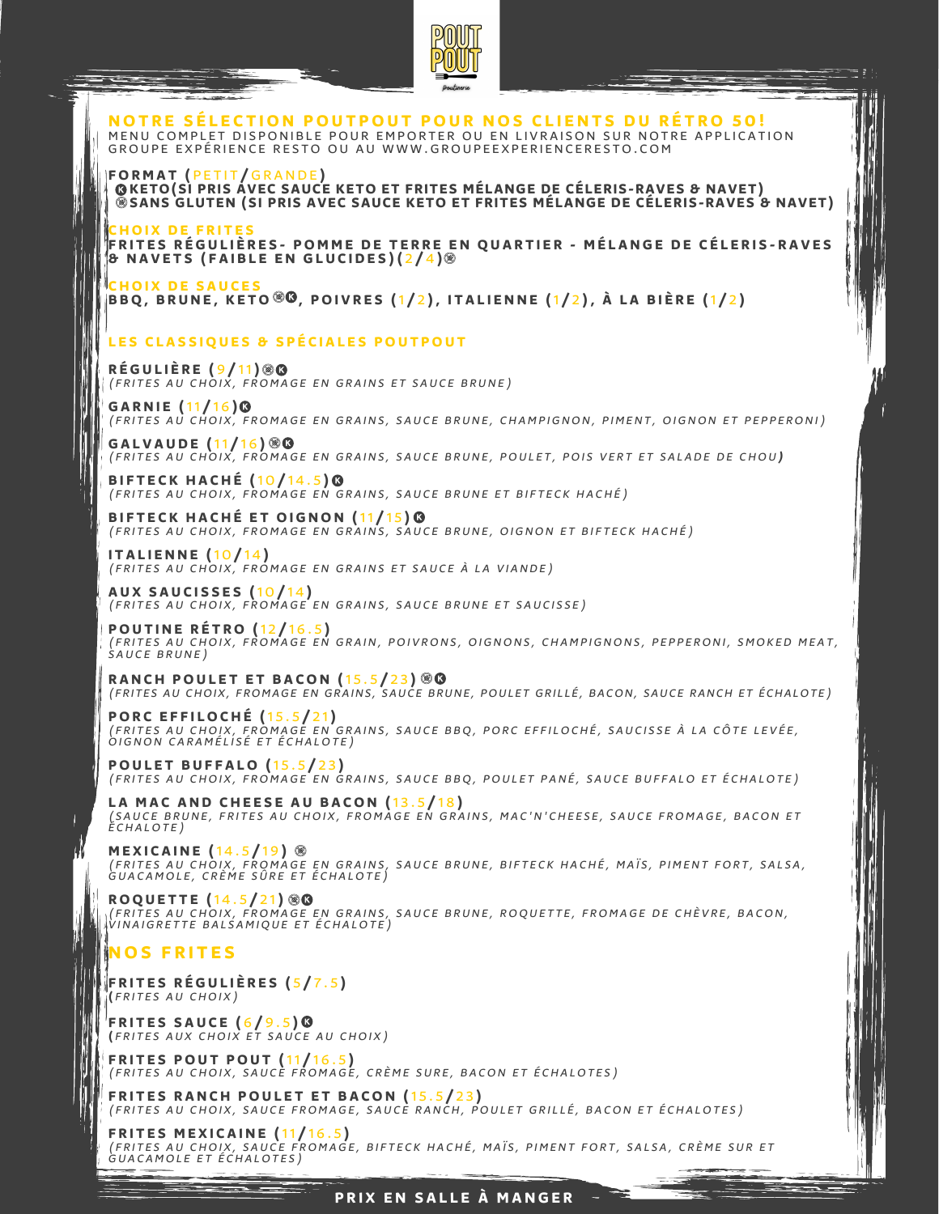POUT POUT

Poutinerie

## NOTRE SÉLECTION POUTPOUT POUR NOS CLIENTS DU RÉTRO 50!

MENU COMPLET DISPONIBLE POUR EMPORTER OU EN LIVRAISON SUR NOTRE APPLICATION GROUPE EXPÉRIENCE RESTO OU AU WWW.GROUPEEXPERIENCERESTO.COM

**FORMAT (PETIT/GRANDE)**

**Ⓚ KETO(SI PRIS AVEC SAUCE KETO ET FRITES MÉLANGE DE CÉLERIS-RAVES & NAVET)**
**⊗ SANS GLUTEN (SI PRIS AVEC SAUCE KETO ET FRITES MÉLANGE DE CÉLERIS-RAVES & NAVET)**

### CHOIX DE FRITES

**FRITES RÉGULIÈRES- POMME DE TERRE EN QUARTIER - MÉLANGE DE CÉLERIS-RAVES & NAVETS (FAIBLE EN GLUCIDES)(2/4)⊗**

### CHOIX DE SAUCES

**BBQ, BRUNE, KETO⊗Ⓚ, POIVRES (1/2), ITALIENNE (1/2), À LA BIÈRE (1/2)**

## LES CLASSIQUES & SPÉCIALES POUTPOUT

**RÉGULIÈRE (9/11)⊗Ⓚ**
*(FRITES AU CHOIX, FROMAGE EN GRAINS ET SAUCE BRUNE)*

**GARNIE (11/16)Ⓚ**
*(FRITES AU CHOIX, FROMAGE EN GRAINS, SAUCE BRUNE, CHAMPIGNON, PIMENT, OIGNON ET PEPPERONI)*

**GALVAUDE (11/16)⊗Ⓚ**
*(FRITES AU CHOIX, FROMAGE EN GRAINS, SAUCE BRUNE, POULET, POIS VERT ET SALADE DE CHOU)*

**BIFTECK HACHÉ (10/14.5)Ⓚ**
*(FRITES AU CHOIX, FROMAGE EN GRAINS, SAUCE BRUNE ET BIFTECK HACHÉ)*

**BIFTECK HACHÉ ET OIGNON (11/15)Ⓚ**
*(FRITES AU CHOIX, FROMAGE EN GRAINS, SAUCE BRUNE, OIGNON ET BIFTECK HACHÉ)*

**ITALIENNE (10/14)**
*(FRITES AU CHOIX, FROMAGE EN GRAINS ET SAUCE À LA VIANDE)*

**AUX SAUCISSES (10/14)**
*(FRITES AU CHOIX, FROMAGE EN GRAINS, SAUCE BRUNE ET SAUCISSE)*

**POUTINE RÉTRO (12/16.5)**
*(FRITES AU CHOIX, FROMAGE EN GRAIN, POIVRONS, OIGNONS, CHAMPIGNONS, PEPPERONI, SMOKED MEAT, SAUCE BRUNE)*

**RANCH POULET ET BACON (15.5/23)⊗Ⓚ**
*(FRITES AU CHOIX, FROMAGE EN GRAINS, SAUCE BRUNE, POULET GRILLÉ, BACON, SAUCE RANCH ET ÉCHALOTE)*

**PORC EFFILOCHÉ (15.5/21)**
*(FRITES AU CHOIX, FROMAGE EN GRAINS, SAUCE BBQ, PORC EFFILOCHÉ, SAUCISSE À LA CÔTE LEVÉE, OIGNON CARAMÉLISÉ ET ÉCHALOTE)*

**POULET BUFFALO (15.5/23)**
*(FRITES AU CHOIX, FROMAGE EN GRAINS, SAUCE BBQ, POULET PANÉ, SAUCE BUFFALO ET ÉCHALOTE)*

**LA MAC AND CHEESE AU BACON (13.5/18)**
*(SAUCE BRUNE, FRITES AU CHOIX, FROMAGE EN GRAINS, MAC'N'CHEESE, SAUCE FROMAGE, BACON ET ÉCHALOTE)*

**MEXICAINE (14.5/19) ⊗**
*(FRITES AU CHOIX, FROMAGE EN GRAINS, SAUCE BRUNE, BIFTECK HACHÉ, MAÏS, PIMENT FORT, SALSA, GUACAMOLE, CRÈME SÛRE ET ÉCHALOTE)*

**ROQUETTE (14.5/21)⊗Ⓚ**
*(FRITES AU CHOIX, FROMAGE EN GRAINS, SAUCE BRUNE, ROQUETTE, FROMAGE DE CHÈVRE, BACON, VINAIGRETTE BALSAMIQUE ET ÉCHALOTE)*

## NOS FRITES

**FRITES RÉGULIÈRES (5/7.5)**
*(FRITES AU CHOIX)*

**FRITES SAUCE (6/9.5)Ⓚ**
*(FRITES AUX CHOIX ET SAUCE AU CHOIX)*

**FRITES POUT POUT (11/16.5)**
*(FRITES AU CHOIX, SAUCE FROMAGE, CRÈME SURE, BACON ET ÉCHALOTES)*

**FRITES RANCH POULET ET BACON (15.5/23)**
*(FRITES AU CHOIX, SAUCE FROMAGE, SAUCE RANCH, POULET GRILLÉ, BACON ET ÉCHALOTES)*

**FRITES MEXICAINE (11/16.5)**
*(FRITES AU CHOIX, SAUCE FROMAGE, BIFTECK HACHÉ, MAÏS, PIMENT FORT, SALSA, CRÈME SUR ET GUACAMOLE ET ÉCHALOTES)*

**PRIX EN SALLE À MANGER**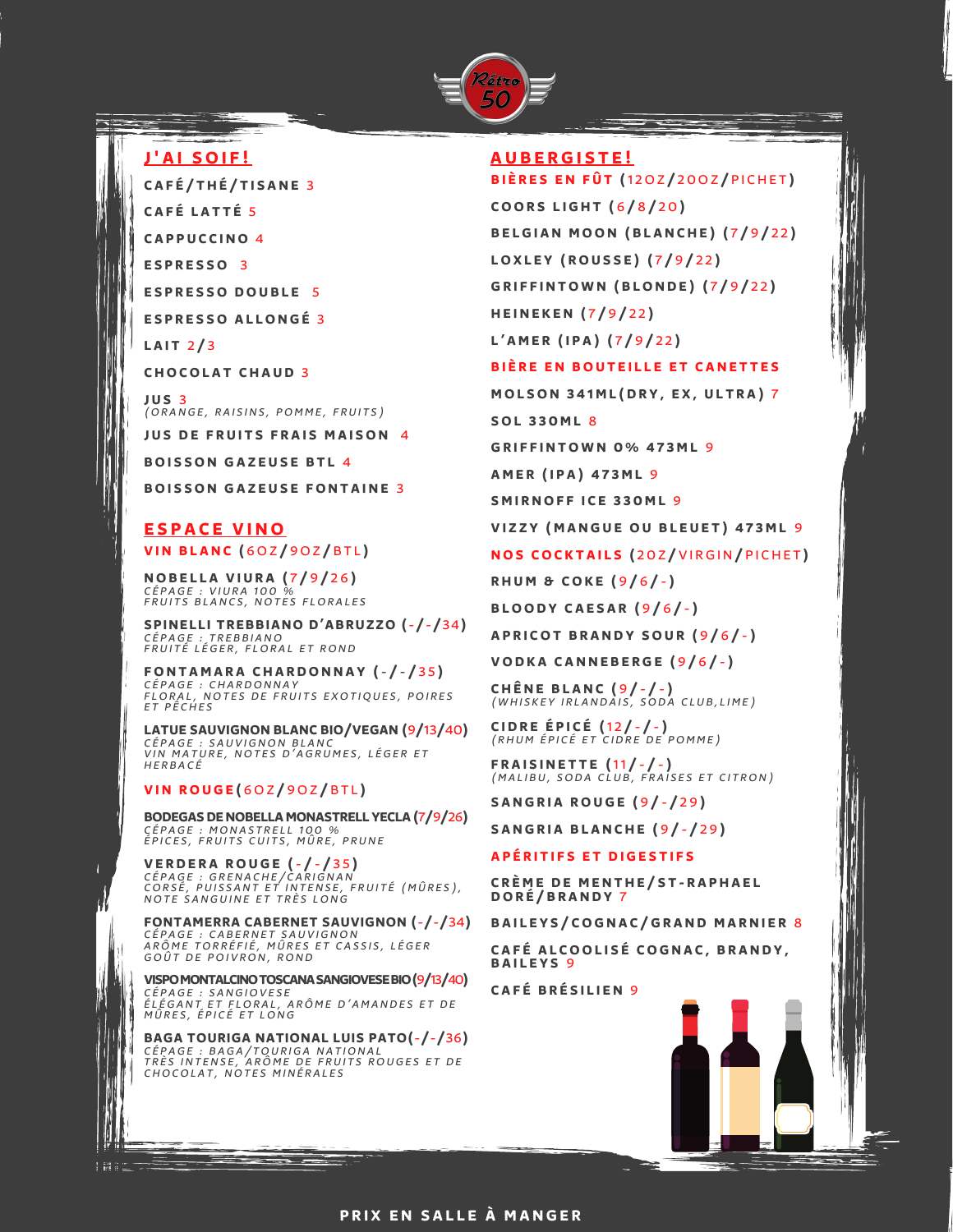## J'AI SOIF!

**CAFÉ/THÉ/TISANE** 3

**CAFÉ LATTÉ** 5

**CAPPUCCINO** 4

**ESPRESSO** 3

**ESPRESSO DOUBLE** 5

**ESPRESSO ALLONGÉ** 3

**LAIT** 2/3

**CHOCOLAT CHAUD** 3

**JUS** 3
*(ORANGE, RAISINS, POMME, FRUITS)*

**JUS DE FRUITS FRAIS MAISON** 4

**BOISSON GAZEUSE BTL** 4

**BOISSON GAZEUSE FONTAINE** 3

## ESPACE VINO

### VIN BLANC (6OZ/9OZ/BTL)

**NOBELLA VIURA (7/9/26)**
*CÉPAGE : VIURA 100 %*
*FRUITS BLANCS, NOTES FLORALES*

**SPINELLI TREBBIANO D'ABRUZZO (-/-/34)**
*CÉPAGE : TREBBIANO*
*FRUITÉ LÉGER, FLORAL ET ROND*

**FONTAMARA CHARDONNAY (-/-/35)**
*CÉPAGE : CHARDONNAY*
*FLORAL, NOTES DE FRUITS EXOTIQUES, POIRES ET PÊCHES*

**LATUE SAUVIGNON BLANC BIO/VEGAN (9/13/40)**
*CÉPAGE : SAUVIGNON BLANC*
*VIN MATURE, NOTES D'AGRUMES, LÉGER ET HERBACÉ*

### VIN ROUGE(6OZ/9OZ/BTL)

**BODEGAS DE NOBELLA MONASTRELL YECLA (7/9/26)**
*CÉPAGE : MONASTRELL 100 %*
*ÉPICES, FRUITS CUITS, MÛRE, PRUNE*

**VERDERA ROUGE (-/-/35)**
*CÉPAGE : GRENACHE/CARIGNAN*
*CORSÉ, PUISSANT ET INTENSE, FRUITÉ (MÛRES), NOTE SANGUINE ET TRÈS LONG*

**FONTAMERRA CABERNET SAUVIGNON (-/-/34)**
*CÉPAGE : CABERNET SAUVIGNON*
*ARÔME TORRÉFIÉ, MÛRES ET CASSIS, LÉGER GOÛT DE POIVRON, ROND*

**VISPO MONTALCINO TOSCANA SANGIOVESE BIO (9/13/40)**
*CÉPAGE : SANGIOVESE*
*ÉLÉGANT ET FLORAL, ARÔME D'AMANDES ET DE MÛRES, ÉPICÉ ET LONG*

**BAGA TOURIGA NATIONAL LUIS PATO(-/-/36)**
*CÉPAGE : BAGA/TOURIGA NATIONAL*
*TRÈS INTENSE, ARÔME DE FRUITS ROUGES ET DE CHOCOLAT, NOTES MINÉRALES*

## AUBERGISTE!

### BIÈRES EN FÛT (12OZ/20OZ/PICHET)

**COORS LIGHT (6/8/20)**

**BELGIAN MOON (BLANCHE) (7/9/22)**

**LOXLEY (ROUSSE) (7/9/22)**

**GRIFFINTOWN (BLONDE) (7/9/22)**

**HEINEKEN (7/9/22)**

**L'AMER (IPA) (7/9/22)**

### BIÈRE EN BOUTEILLE ET CANETTES

**MOLSON 341ML(DRY, EX, ULTRA)** 7

**SOL 330ML** 8

**GRIFFINTOWN 0% 473ML** 9

**AMER (IPA) 473ML** 9

**SMIRNOFF ICE 330ML** 9

**VIZZY (MANGUE OU BLEUET) 473ML** 9

### NOS COCKTAILS (2OZ/VIRGIN/PICHET)

**RHUM & COKE (9/6/-)**

**BLOODY CAESAR (9/6/-)**

**APRICOT BRANDY SOUR (9/6/-)**

**VODKA CANNEBERGE (9/6/-)**

**CHÊNE BLANC (9/-/-)**
*(WHISKEY IRLANDAIS, SODA CLUB, LIME)*

**CIDRE ÉPICÉ (12/-/-)**
*(RHUM ÉPICÉ ET CIDRE DE POMME)*

**FRAISINETTE (11/-/-)**
*(MALIBU, SODA CLUB, FRAISES ET CITRON)*

**SANGRIA ROUGE (9/-/29)**

**SANGRIA BLANCHE (9/-/29)**

### APÉRITIFS ET DIGESTIFS

**CRÈME DE MENTHE/ST-RAPHAEL DORÉ/BRANDY** 7

**BAILEYS/COGNAC/GRAND MARNIER** 8

**CAFÉ ALCOOLISÉ COGNAC, BRANDY, BAILEYS** 9

**CAFÉ BRÉSILIEN** 9

**PRIX EN SALLE À MANGER**